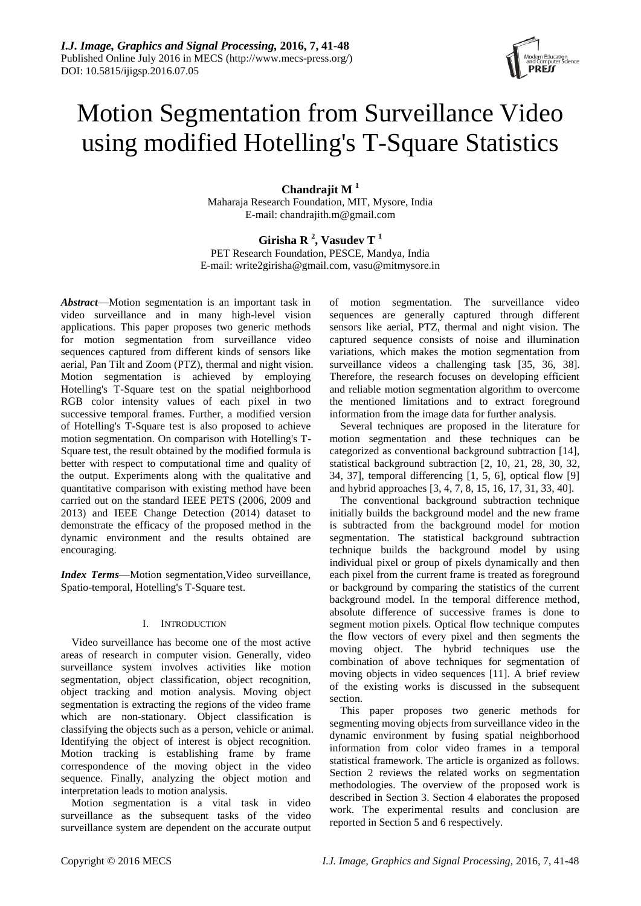# Motion Segmentation from Surveillance Video using modified Hotelling's T-Square Statistics

**Chandrajit M [1]**
Maharaja Research Foundation, MIT, Mysore, India
E-mail: chandrajith.m@gmail.com

**Girisha R [2], Vasudev T [1]**
PET Research Foundation, PESCE, Mandya, India
E-mail: write2girisha@gmail.com, vasu@mitmysore.in

***Abstract***—Motion segmentation is an important task in video surveillance and in many high-level vision applications. This paper proposes two generic methods for motion segmentation from surveillance video sequences captured from different kinds of sensors like aerial, Pan Tilt and Zoom (PTZ), thermal and night vision. Motion segmentation is achieved by employing Hotelling's T-Square test on the spatial neighborhood RGB color intensity values of each pixel in two successive temporal frames. Further, a modified version of Hotelling's T-Square test is also proposed to achieve motion segmentation. On comparison with Hotelling's T-Square test, the result obtained by the modified formula is better with respect to computational time and quality of the output. Experiments along with the qualitative and quantitative comparison with existing method have been carried out on the standard IEEE PETS (2006, 2009 and 2013) and IEEE Change Detection (2014) dataset to demonstrate the efficacy of the proposed method in the dynamic environment and the results obtained are encouraging.

***Index Terms***—Motion segmentation,Video surveillance, Spatio-temporal, Hotelling's T-Square test.

## I. INTRODUCTION

Video surveillance has become one of the most active areas of research in computer vision. Generally, video surveillance system involves activities like motion segmentation, object classification, object recognition, object tracking and motion analysis. Moving object segmentation is extracting the regions of the video frame which are non-stationary. Object classification is classifying the objects such as a person, vehicle or animal. Identifying the object of interest is object recognition. Motion tracking is establishing frame by frame correspondence of the moving object in the video sequence. Finally, analyzing the object motion and interpretation leads to motion analysis.

Motion segmentation is a vital task in video surveillance as the subsequent tasks of the video surveillance system are dependent on the accurate output of motion segmentation. The surveillance video sequences are generally captured through different sensors like aerial, PTZ, thermal and night vision. The captured sequence consists of noise and illumination variations, which makes the motion segmentation from surveillance videos a challenging task [35, 36, 38]. Therefore, the research focuses on developing efficient and reliable motion segmentation algorithm to overcome the mentioned limitations and to extract foreground information from the image data for further analysis.

Several techniques are proposed in the literature for motion segmentation and these techniques can be categorized as conventional background subtraction [14], statistical background subtraction [2, 10, 21, 28, 30, 32, 34, 37], temporal differencing [1, 5, 6], optical flow [9] and hybrid approaches [3, 4, 7, 8, 15, 16, 17, 31, 33, 40].

The conventional background subtraction technique initially builds the background model and the new frame is subtracted from the background model for motion segmentation. The statistical background subtraction technique builds the background model by using individual pixel or group of pixels dynamically and then each pixel from the current frame is treated as foreground or background by comparing the statistics of the current background model. In the temporal difference method, absolute difference of successive frames is done to segment motion pixels. Optical flow technique computes the flow vectors of every pixel and then segments the moving object. The hybrid techniques use the combination of above techniques for segmentation of moving objects in video sequences [11]. A brief review of the existing works is discussed in the subsequent section.

This paper proposes two generic methods for segmenting moving objects from surveillance video in the dynamic environment by fusing spatial neighborhood information from color video frames in a temporal statistical framework. The article is organized as follows. Section 2 reviews the related works on segmentation methodologies. The overview of the proposed work is described in Section 3. Section 4 elaborates the proposed work. The experimental results and conclusion are reported in Section 5 and 6 respectively.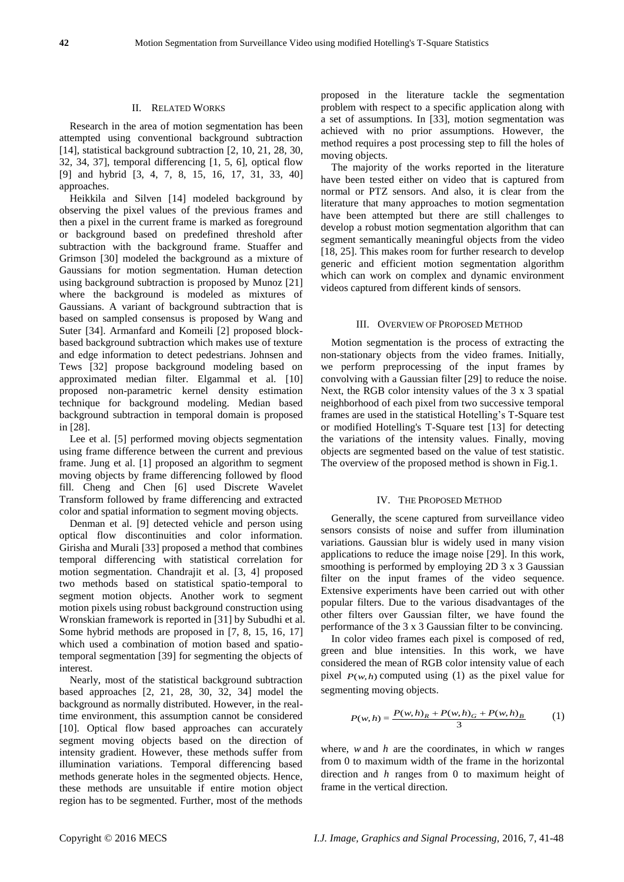## II. Related Works

Research in the area of motion segmentation has been attempted using conventional background subtraction [14], statistical background subtraction [2, 10, 21, 28, 30, 32, 34, 37], temporal differencing [1, 5, 6], optical flow [9] and hybrid [3, 4, 7, 8, 15, 16, 17, 31, 33, 40] approaches.

Heikkila and Silven [14] modeled background by observing the pixel values of the previous frames and then a pixel in the current frame is marked as foreground or background based on predefined threshold after subtraction with the background frame. Stuaffer and Grimson [30] modeled the background as a mixture of Gaussians for motion segmentation. Human detection using background subtraction is proposed by Munoz [21] where the background is modeled as mixtures of Gaussians. A variant of background subtraction that is based on sampled consensus is proposed by Wang and Suter [34]. Armanfard and Komeili [2] proposed block-based background subtraction which makes use of texture and edge information to detect pedestrians. Johnsen and Tews [32] propose background modeling based on approximated median filter. Elgammal et al. [10] proposed non-parametric kernel density estimation technique for background modeling. Median based background subtraction in temporal domain is proposed in [28].

Lee et al. [5] performed moving objects segmentation using frame difference between the current and previous frame. Jung et al. [1] proposed an algorithm to segment moving objects by frame differencing followed by flood fill. Cheng and Chen [6] used Discrete Wavelet Transform followed by frame differencing and extracted color and spatial information to segment moving objects.

Denman et al. [9] detected vehicle and person using optical flow discontinuities and color information. Girisha and Murali [33] proposed a method that combines temporal differencing with statistical correlation for motion segmentation. Chandrajit et al. [3, 4] proposed two methods based on statistical spatio-temporal to segment motion objects. Another work to segment motion pixels using robust background construction using Wronskian framework is reported in [31] by Subudhi et al. Some hybrid methods are proposed in [7, 8, 15, 16, 17] which used a combination of motion based and spatio-temporal segmentation [39] for segmenting the objects of interest.

Nearly, most of the statistical background subtraction based approaches [2, 21, 28, 30, 32, 34] model the background as normally distributed. However, in the real-time environment, this assumption cannot be considered [10]. Optical flow based approaches can accurately segment moving objects based on the direction of intensity gradient. However, these methods suffer from illumination variations. Temporal differencing based methods generate holes in the segmented objects. Hence, these methods are unsuitable if entire motion object region has to be segmented. Further, most of the methods proposed in the literature tackle the segmentation problem with respect to a specific application along with a set of assumptions. In [33], motion segmentation was achieved with no prior assumptions. However, the method requires a post processing step to fill the holes of moving objects.

The majority of the works reported in the literature have been tested either on video that is captured from normal or PTZ sensors. And also, it is clear from the literature that many approaches to motion segmentation have been attempted but there are still challenges to develop a robust motion segmentation algorithm that can segment semantically meaningful objects from the video [18, 25]. This makes room for further research to develop generic and efficient motion segmentation algorithm which can work on complex and dynamic environment videos captured from different kinds of sensors.

## III. Overview of Proposed Method

Motion segmentation is the process of extracting the non-stationary objects from the video frames. Initially, we perform preprocessing of the input frames by convolving with a Gaussian filter [29] to reduce the noise. Next, the RGB color intensity values of the 3 x 3 spatial neighborhood of each pixel from two successive temporal frames are used in the statistical Hotelling's T-Square test or modified Hotelling's T-Square test [13] for detecting the variations of the intensity values. Finally, moving objects are segmented based on the value of test statistic. The overview of the proposed method is shown in Fig.1.

## IV. The Proposed Method

Generally, the scene captured from surveillance video sensors consists of noise and suffer from illumination variations. Gaussian blur is widely used in many vision applications to reduce the image noise [29]. In this work, smoothing is performed by employing 2D 3 x 3 Gaussian filter on the input frames of the video sequence. Extensive experiments have been carried out with other popular filters. Due to the various disadvantages of the other filters over Gaussian filter, we have found the performance of the 3 x 3 Gaussian filter to be convincing.

In color video frames each pixel is composed of red, green and blue intensities. In this work, we have considered the mean of RGB color intensity value of each pixel $P(w,h)$ computed using (1) as the pixel value for segmenting moving objects.

$$P(w,h) = \frac{P(w,h)_R + P(w,h)_G + P(w,h)_B}{3} \tag{1}$$

where, $w$ and $h$ are the coordinates, in which $w$ ranges from 0 to maximum width of the frame in the horizontal direction and $h$ ranges from 0 to maximum height of frame in the vertical direction.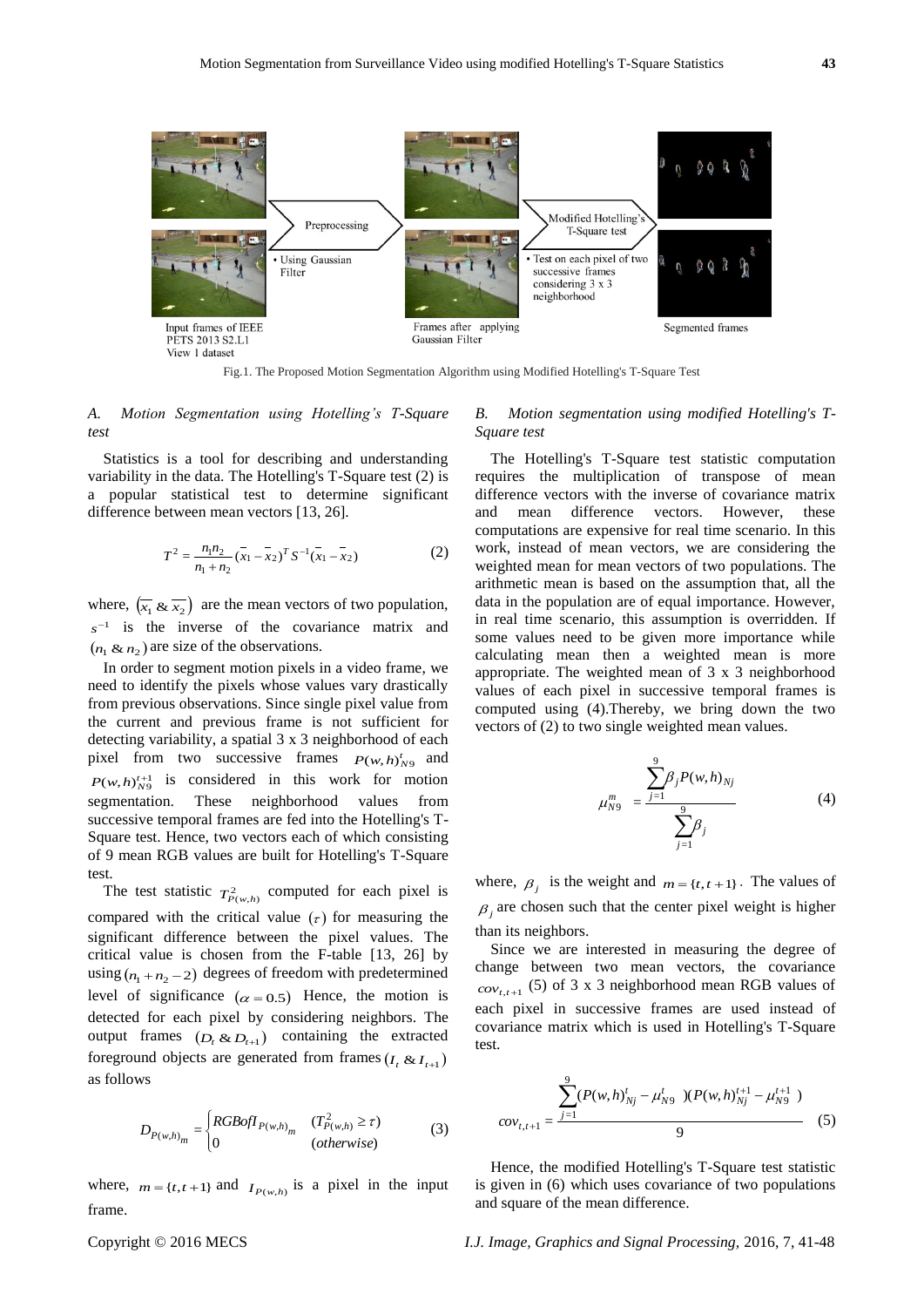Input frames of IEEE PETS 2013 S2.L1 View 1 dataset

Preprocessing

- Using Gaussian Filter

Frames after applying Gaussian Filter

Modified Hotelling's T-Square test

- Test on each pixel of two successive frames considering 3 x 3 neighborhood

Segmented frames

Fig.1. The Proposed Motion Segmentation Algorithm using Modified Hotelling's T-Square Test

### *A. Motion Segmentation using Hotelling's T-Square test*

Statistics is a tool for describing and understanding variability in the data. The Hotelling's T-Square test (2) is a popular statistical test to determine significant difference between mean vectors [13, 26].

$$T^2 = \frac{n_1 n_2}{n_1 + n_2} (\bar{x}_1 - \bar{x}_2)^T S^{-1} (\bar{x}_1 - \bar{x}_2) \tag{2}$$

where, $(\bar{x_1} \ \& \ \bar{x_2})$ are the mean vectors of two population, $s^{-1}$ is the inverse of the covariance matrix and $(n_1 \ \& \ n_2)$ are size of the observations.

In order to segment motion pixels in a video frame, we need to identify the pixels whose values vary drastically from previous observations. Since single pixel value from the current and previous frame is not sufficient for detecting variability, a spatial 3 x 3 neighborhood of each pixel from two successive frames $P(w,h)^t_{N9}$ and $P(w,h)^{t+1}_{N9}$ is considered in this work for motion segmentation. These neighborhood values from successive temporal frames are fed into the Hotelling's T-Square test. Hence, two vectors each of which consisting of 9 mean RGB values are built for Hotelling's T-Square test.

The test statistic $T^2_{P(w,h)}$ computed for each pixel is compared with the critical value $(\tau)$ for measuring the significant difference between the pixel values. The critical value is chosen from the F-table [13, 26] by using $(n_1 + n_2 - 2)$ degrees of freedom with predetermined level of significance $(\alpha = 0.5)$ Hence, the motion is detected for each pixel by considering neighbors. The output frames $(D_t \ \& \ D_{t+1})$ containing the extracted foreground objects are generated from frames $(I_t \ \& \ I_{t+1})$ as follows

$$D_{P(w,h)_m} = \begin{cases} RGBofI_{P(w,h)_m} & (T^2_{P(w,h)} \geq \tau) \\ 0 & (otherwise) \end{cases} \tag{3}$$

where, $m = \{t, t+1\}$ and $I_{P(w,h)}$ is a pixel in the input frame.

### *B. Motion segmentation using modified Hotelling's T-Square test*

The Hotelling's T-Square test statistic computation requires the multiplication of transpose of mean difference vectors with the inverse of covariance matrix and mean difference vectors. However, these computations are expensive for real time scenario. In this work, instead of mean vectors, we are considering the weighted mean for mean vectors of two populations. The arithmetic mean is based on the assumption that, all the data in the population are of equal importance. However, in real time scenario, this assumption is overridden. If some values need to be given more importance while calculating mean then a weighted mean is more appropriate. The weighted mean of 3 x 3 neighborhood values of each pixel in successive temporal frames is computed using (4).Thereby, we bring down the two vectors of (2) to two single weighted mean values.

$$\mu^m_{N9} = \frac{\sum_{j=1}^{9} \beta_j P(w,h)_{Nj}}{\sum_{j=1}^{9} \beta_j} \tag{4}$$

where, $\beta_j$ is the weight and $m = \{t, t+1\}$. The values of $\beta_j$ are chosen such that the center pixel weight is higher than its neighbors.

Since we are interested in measuring the degree of change between two mean vectors, the covariance $cov_{t,t+1}$ (5) of 3 x 3 neighborhood mean RGB values of each pixel in successive frames are used instead of covariance matrix which is used in Hotelling's T-Square test.

$$cov_{t,t+1} = \frac{\sum_{j=1}^{9} (P(w,h)^t_{Nj} - \mu^t_{N9})(P(w,h)^{t+1}_{Nj} - \mu^{t+1}_{N9})}{9} \tag{5}$$

Hence, the modified Hotelling's T-Square test statistic is given in (6) which uses covariance of two populations and square of the mean difference.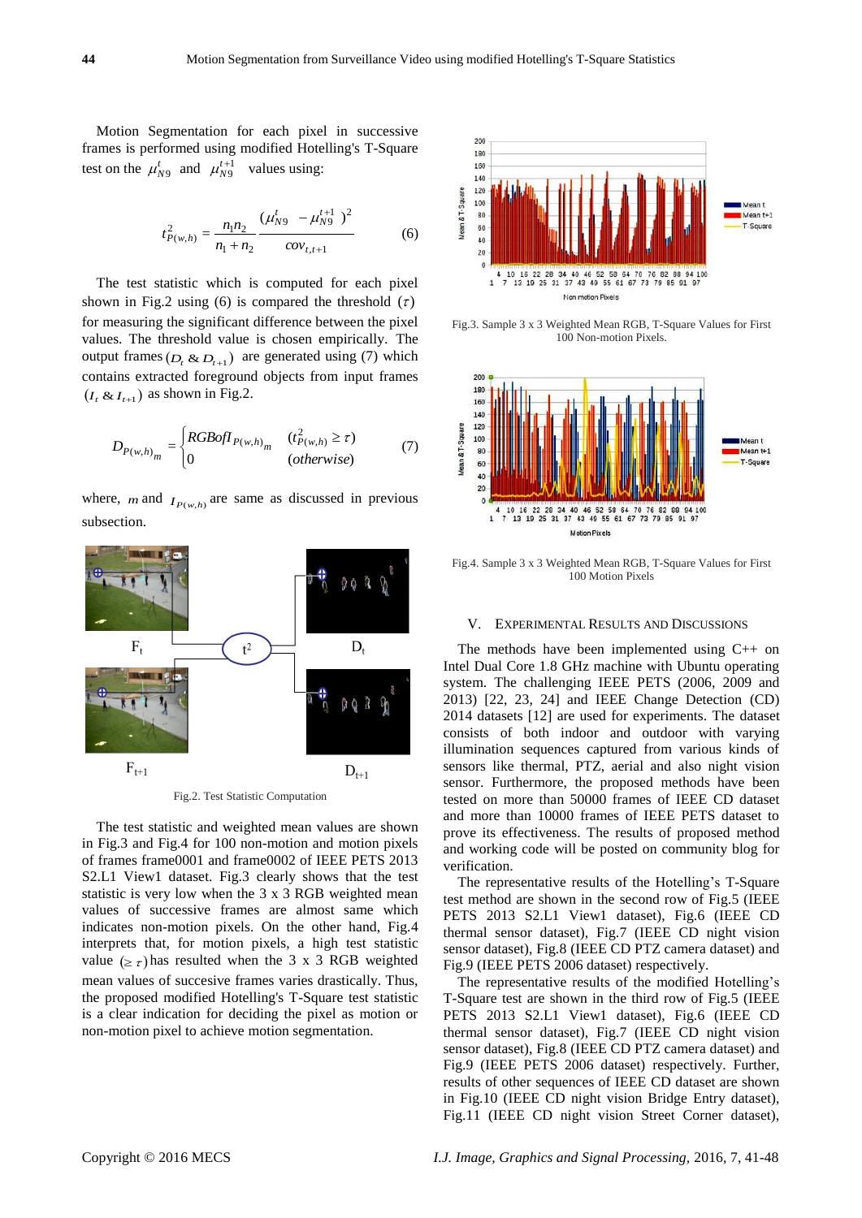Motion Segmentation for each pixel in successive frames is performed using modified Hotelling's T-Square test on the $\mu_{N9}^{t}$ and $\mu_{N9}^{t+1}$ values using:

$$t_{P(w,h)}^{2} = \frac{n_1 n_2}{n_1 + n_2} \frac{(\mu_{N9}^{t} - \mu_{N9}^{t+1})^2}{cov_{t,t+1}} \quad (6)$$

The test statistic which is computed for each pixel shown in Fig.2 using (6) is compared the threshold $(\tau)$ for measuring the significant difference between the pixel values. The threshold value is chosen empirically. The output frames $(D_t \& D_{t+1})$ are generated using (7) which contains extracted foreground objects from input frames $(I_t \& I_{t+1})$ as shown in Fig.2.

$$D_{P(w,h)_m} = \begin{cases} RGBofI_{P(w,h)_m} & (t_{P(w,h)}^{2} \geq \tau) \\ 0 & (otherwise) \end{cases} \quad (7)$$

where, $m$ and $I_{P(w,h)}$ are same as discussed in previous subsection.

Fig.2. Test Statistic Computation

The test statistic and weighted mean values are shown in Fig.3 and Fig.4 for 100 non-motion and motion pixels of frames frame0001 and frame0002 of IEEE PETS 2013 S2.L1 View1 dataset. Fig.3 clearly shows that the test statistic is very low when the 3 x 3 RGB weighted mean values of successive frames are almost same which indicates non-motion pixels. On the other hand, Fig.4 interprets that, for motion pixels, a high test statistic value $(\geq \tau)$ has resulted when the 3 x 3 RGB weighted mean values of succesive frames varies drastically. Thus, the proposed modified Hotelling's T-Square test statistic is a clear indication for deciding the pixel as motion or non-motion pixel to achieve motion segmentation.

Fig.3. Sample 3 x 3 Weighted Mean RGB, T-Square Values for First 100 Non-motion Pixels.

Fig.4. Sample 3 x 3 Weighted Mean RGB, T-Square Values for First 100 Motion Pixels

## V. Experimental Results and Discussions

The methods have been implemented using C++ on Intel Dual Core 1.8 GHz machine with Ubuntu operating system. The challenging IEEE PETS (2006, 2009 and 2013) [22, 23, 24] and IEEE Change Detection (CD) 2014 datasets [12] are used for experiments. The dataset consists of both indoor and outdoor with varying illumination sequences captured from various kinds of sensors like thermal, PTZ, aerial and also night vision sensor. Furthermore, the proposed methods have been tested on more than 50000 frames of IEEE CD dataset and more than 10000 frames of IEEE PETS dataset to prove its effectiveness. The results of proposed method and working code will be posted on community blog for verification.

The representative results of the Hotelling's T-Square test method are shown in the second row of Fig.5 (IEEE PETS 2013 S2.L1 View1 dataset), Fig.6 (IEEE CD thermal sensor dataset), Fig.7 (IEEE CD night vision sensor dataset), Fig.8 (IEEE CD PTZ camera dataset) and Fig.9 (IEEE PETS 2006 dataset) respectively.

The representative results of the modified Hotelling's T-Square test are shown in the third row of Fig.5 (IEEE PETS 2013 S2.L1 View1 dataset), Fig.6 (IEEE CD thermal sensor dataset), Fig.7 (IEEE CD night vision sensor dataset), Fig.8 (IEEE CD PTZ camera dataset) and Fig.9 (IEEE PETS 2006 dataset) respectively. Further, results of other sequences of IEEE CD dataset are shown in Fig.10 (IEEE CD night vision Bridge Entry dataset), Fig.11 (IEEE CD night vision Street Corner dataset),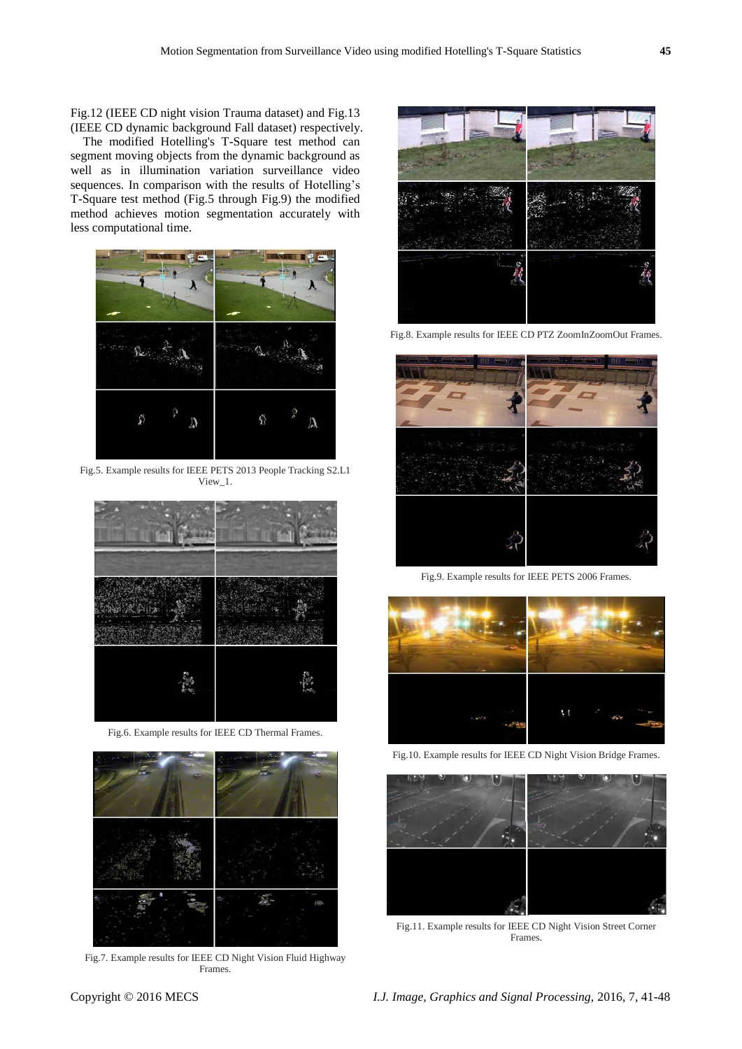Fig.12 (IEEE CD night vision Trauma dataset) and Fig.13 (IEEE CD dynamic background Fall dataset) respectively.

The modified Hotelling's T-Square test method can segment moving objects from the dynamic background as well as in illumination variation surveillance video sequences. In comparison with the results of Hotelling's T-Square test method (Fig.5 through Fig.9) the modified method achieves motion segmentation accurately with less computational time.

Fig.5. Example results for IEEE PETS 2013 People Tracking S2.L1 View_1.

Fig.6. Example results for IEEE CD Thermal Frames.

Fig.7. Example results for IEEE CD Night Vision Fluid Highway Frames.

Fig.8. Example results for IEEE CD PTZ ZoomInZoomOut Frames.

Fig.9. Example results for IEEE PETS 2006 Frames.

Fig.10. Example results for IEEE CD Night Vision Bridge Frames.

Fig.11. Example results for IEEE CD Night Vision Street Corner Frames.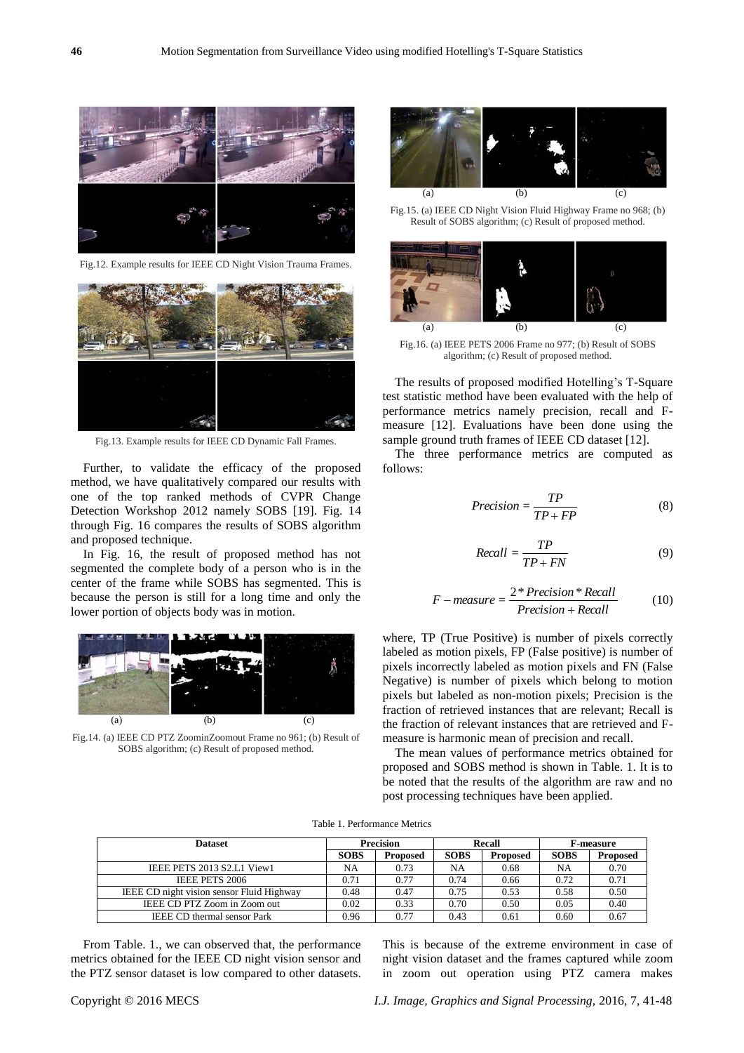Fig.12. Example results for IEEE CD Night Vision Trauma Frames.

Fig.13. Example results for IEEE CD Dynamic Fall Frames.

Further, to validate the efficacy of the proposed method, we have qualitatively compared our results with one of the top ranked methods of CVPR Change Detection Workshop 2012 namely SOBS [19]. Fig. 14 through Fig. 16 compares the results of SOBS algorithm and proposed technique.

In Fig. 16, the result of proposed method has not segmented the complete body of a person who is in the center of the frame while SOBS has segmented. This is because the person is still for a long time and only the lower portion of objects body was in motion.

Fig.14. (a) IEEE CD PTZ ZoominZoomout Frame no 961; (b) Result of SOBS algorithm; (c) Result of proposed method.

Fig.15. (a) IEEE CD Night Vision Fluid Highway Frame no 968; (b) Result of SOBS algorithm; (c) Result of proposed method.

Fig.16. (a) IEEE PETS 2006 Frame no 977; (b) Result of SOBS algorithm; (c) Result of proposed method.

The results of proposed modified Hotelling's T-Square test statistic method have been evaluated with the help of performance metrics namely precision, recall and F-measure [12]. Evaluations have been done using the sample ground truth frames of IEEE CD dataset [12].

The three performance metrics are computed as follows:

$$Precision = \frac{TP}{TP + FP} \tag{8}$$

$$Recall = \frac{TP}{TP + FN} \tag{9}$$

$$F - measure = \frac{2 * Precision * Recall}{Precision + Recall} \tag{10}$$

where, TP (True Positive) is number of pixels correctly labeled as motion pixels, FP (False positive) is number of pixels incorrectly labeled as motion pixels and FN (False Negative) is number of pixels which belong to motion pixels but labeled as non-motion pixels; Precision is the fraction of retrieved instances that are relevant; Recall is the fraction of relevant instances that are retrieved and F-measure is harmonic mean of precision and recall.

The mean values of performance metrics obtained for proposed and SOBS method is shown in Table. 1. It is to be noted that the results of the algorithm are raw and no post processing techniques have been applied.

Table 1. Performance Metrics

| Dataset | Precision | | Recall | | F-measure | |
|---|---|---|---|---|---|---|
| | **SOBS** | **Proposed** | **SOBS** | **Proposed** | **SOBS** | **Proposed** |
| IEEE PETS 2013 S2.L1 View1 | NA | 0.73 | NA | 0.68 | NA | 0.70 |
| IEEE PETS 2006 | 0.71 | 0.77 | 0.74 | 0.66 | 0.72 | 0.71 |
| IEEE CD night vision sensor Fluid Highway | 0.48 | 0.47 | 0.75 | 0.53 | 0.58 | 0.50 |
| IEEE CD PTZ Zoom in Zoom out | 0.02 | 0.33 | 0.70 | 0.50 | 0.05 | 0.40 |
| IEEE CD thermal sensor Park | 0.96 | 0.77 | 0.43 | 0.61 | 0.60 | 0.67 |

From Table. 1., we can observed that, the performance metrics obtained for the IEEE CD night vision sensor and the PTZ sensor dataset is low compared to other datasets. This is because of the extreme environment in case of night vision dataset and the frames captured while zoom in zoom out operation using PTZ camera makes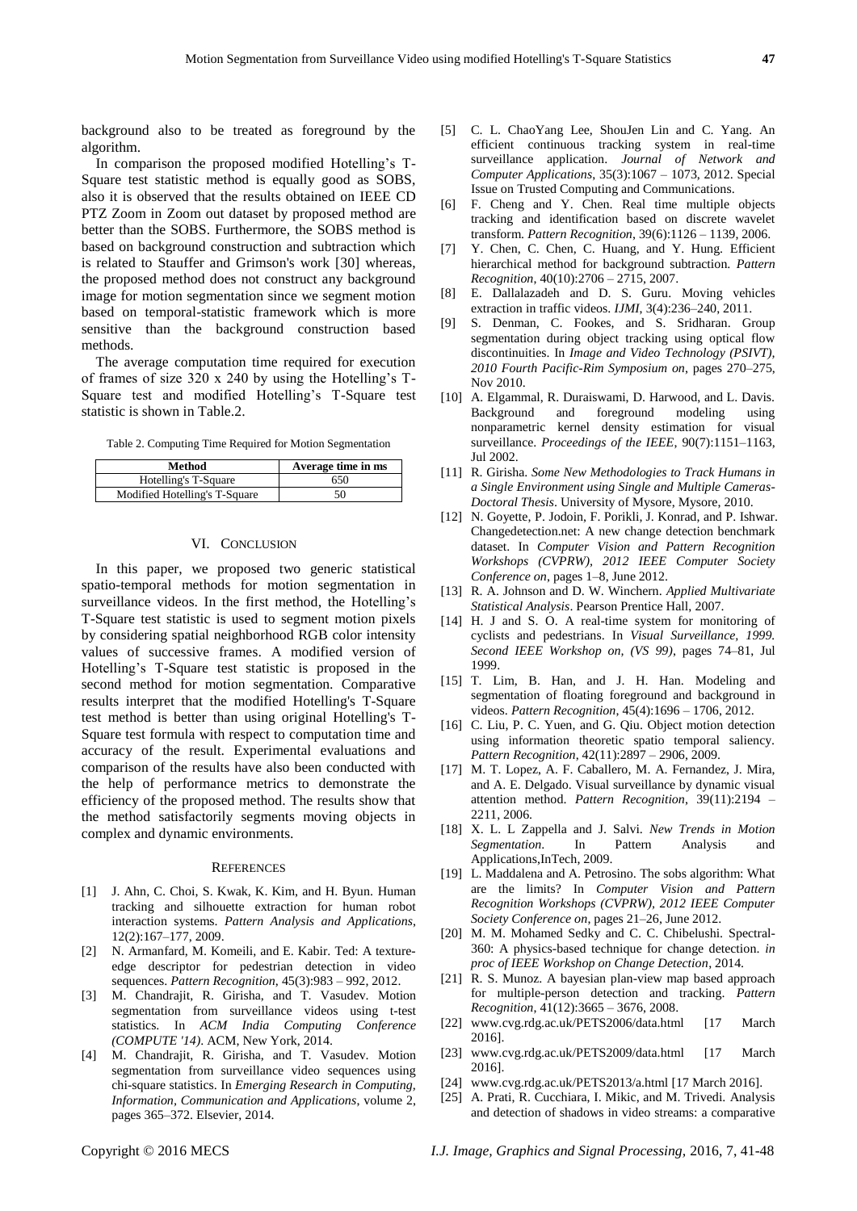background also to be treated as foreground by the algorithm.

In comparison the proposed modified Hotelling's T-Square test statistic method is equally good as SOBS, also it is observed that the results obtained on IEEE CD PTZ Zoom in Zoom out dataset by proposed method are better than the SOBS. Furthermore, the SOBS method is based on background construction and subtraction which is related to Stauffer and Grimson's work [30] whereas, the proposed method does not construct any background image for motion segmentation since we segment motion based on temporal-statistic framework which is more sensitive than the background construction based methods.

The average computation time required for execution of frames of size 320 x 240 by using the Hotelling's T-Square test and modified Hotelling's T-Square test statistic is shown in Table.2.

Table 2. Computing Time Required for Motion Segmentation

| Method | Average time in ms |
|---|---|
| Hotelling's T-Square | 650 |
| Modified Hotelling's T-Square | 50 |

## VI. Conclusion

In this paper, we proposed two generic statistical spatio-temporal methods for motion segmentation in surveillance videos. In the first method, the Hotelling's T-Square test statistic is used to segment motion pixels by considering spatial neighborhood RGB color intensity values of successive frames. A modified version of Hotelling's T-Square test statistic is proposed in the second method for motion segmentation. Comparative results interpret that the modified Hotelling's T-Square test method is better than using original Hotelling's T-Square test formula with respect to computation time and accuracy of the result. Experimental evaluations and comparison of the results have also been conducted with the help of performance metrics to demonstrate the efficiency of the proposed method. The results show that the method satisfactorily segments moving objects in complex and dynamic environments.

## References

[1] J. Ahn, C. Choi, S. Kwak, K. Kim, and H. Byun. Human tracking and silhouette extraction for human robot interaction systems. *Pattern Analysis and Applications*, 12(2):167–177, 2009.

[2] N. Armanfard, M. Komeili, and E. Kabir. Ted: A texture-edge descriptor for pedestrian detection in video sequences. *Pattern Recognition*, 45(3):983 – 992, 2012.

[3] M. Chandrajit, R. Girisha, and T. Vasudev. Motion segmentation from surveillance videos using t-test statistics. In *ACM India Computing Conference (COMPUTE '14)*. ACM, New York, 2014.

[4] M. Chandrajit, R. Girisha, and T. Vasudev. Motion segmentation from surveillance video sequences using chi-square statistics. In *Emerging Research in Computing, Information, Communication and Applications*, volume 2, pages 365–372. Elsevier, 2014.

[5] C. L. ChaoYang Lee, ShouJen Lin and C. Yang. An efficient continuous tracking system in real-time surveillance application. *Journal of Network and Computer Applications*, 35(3):1067 – 1073, 2012. Special Issue on Trusted Computing and Communications.

[6] F. Cheng and Y. Chen. Real time multiple objects tracking and identification based on discrete wavelet transform. *Pattern Recognition*, 39(6):1126 – 1139, 2006.

[7] Y. Chen, C. Chen, C. Huang, and Y. Hung. Efficient hierarchical method for background subtraction. *Pattern Recognition*, 40(10):2706 – 2715, 2007.

[8] E. Dallalazadeh and D. S. Guru. Moving vehicles extraction in traffic videos. *IJMI*, 3(4):236–240, 2011.

[9] S. Denman, C. Fookes, and S. Sridharan. Group segmentation during object tracking using optical flow discontinuities. In *Image and Video Technology (PSIVT), 2010 Fourth Pacific-Rim Symposium on*, pages 270–275, Nov 2010.

[10] A. Elgammal, R. Duraiswami, D. Harwood, and L. Davis. Background and foreground modeling using nonparametric kernel density estimation for visual surveillance. *Proceedings of the IEEE*, 90(7):1151–1163, Jul 2002.

[11] R. Girisha. *Some New Methodologies to Track Humans in a Single Environment using Single and Multiple Cameras-Doctoral Thesis*. University of Mysore, Mysore, 2010.

[12] N. Goyette, P. Jodoin, F. Porikli, J. Konrad, and P. Ishwar. Changedetection.net: A new change detection benchmark dataset. In *Computer Vision and Pattern Recognition Workshops (CVPRW), 2012 IEEE Computer Society Conference on*, pages 1–8, June 2012.

[13] R. A. Johnson and D. W. Winchern. *Applied Multivariate Statistical Analysis*. Pearson Prentice Hall, 2007.

[14] H. J and S. O. A real-time system for monitoring of cyclists and pedestrians. In *Visual Surveillance, 1999. Second IEEE Workshop on, (VS 99)*, pages 74–81, Jul 1999.

[15] T. Lim, B. Han, and J. H. Han. Modeling and segmentation of floating foreground and background in videos. *Pattern Recognition*, 45(4):1696 – 1706, 2012.

[16] C. Liu, P. C. Yuen, and G. Qiu. Object motion detection using information theoretic spatio temporal saliency. *Pattern Recognition*, 42(11):2897 – 2906, 2009.

[17] M. T. Lopez, A. F. Caballero, M. A. Fernandez, J. Mira, and A. E. Delgado. Visual surveillance by dynamic visual attention method. *Pattern Recognition*, 39(11):2194 – 2211, 2006.

[18] X. L. L Zappella and J. Salvi. *New Trends in Motion Segmentation*. In Pattern Analysis and Applications,InTech, 2009.

[19] L. Maddalena and A. Petrosino. The sobs algorithm: What are the limits? In *Computer Vision and Pattern Recognition Workshops (CVPRW), 2012 IEEE Computer Society Conference on*, pages 21–26, June 2012.

[20] M. M. Mohamed Sedky and C. C. Chibelushi. Spectral-360: A physics-based technique for change detection. *in proc of IEEE Workshop on Change Detection*, 2014.

[21] R. S. Munoz. A bayesian plan-view map based approach for multiple-person detection and tracking. *Pattern Recognition*, 41(12):3665 – 3676, 2008.

[22] www.cvg.rdg.ac.uk/PETS2006/data.html [17 March 2016].

[23] www.cvg.rdg.ac.uk/PETS2009/data.html [17 March 2016].

[24] www.cvg.rdg.ac.uk/PETS2013/a.html [17 March 2016].

[25] A. Prati, R. Cucchiara, I. Mikic, and M. Trivedi. Analysis and detection of shadows in video streams: a comparative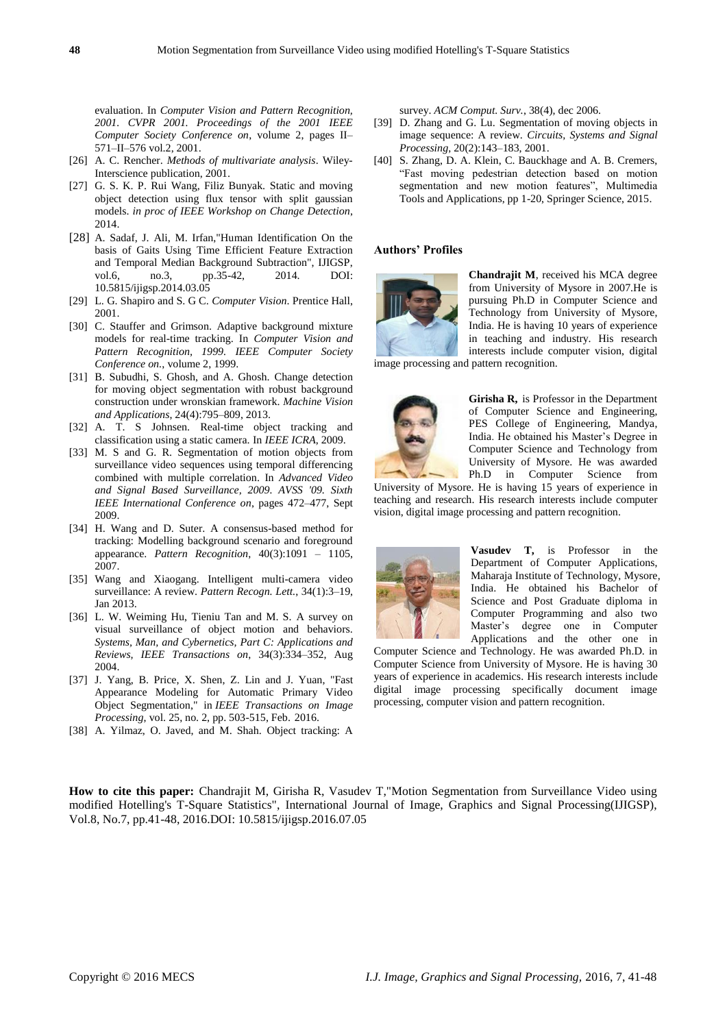evaluation. In *Computer Vision and Pattern Recognition, 2001. CVPR 2001. Proceedings of the 2001 IEEE Computer Society Conference on*, volume 2, pages II–571–II–576 vol.2, 2001.

[26] A. C. Rencher. *Methods of multivariate analysis*. Wiley-Interscience publication, 2001.

[27] G. S. K. P. Rui Wang, Filiz Bunyak. Static and moving object detection using flux tensor with split gaussian models. *in proc of IEEE Workshop on Change Detection*, 2014.

[28] A. Sadaf, J. Ali, M. Irfan,"Human Identification On the basis of Gaits Using Time Efficient Feature Extraction and Temporal Median Background Subtraction", IJIGSP, vol.6, no.3, pp.35-42, 2014. DOI: 10.5815/ijigsp.2014.03.05

[29] L. G. Shapiro and S. G C. *Computer Vision*. Prentice Hall, 2001.

[30] C. Stauffer and Grimson. Adaptive background mixture models for real-time tracking. In *Computer Vision and Pattern Recognition, 1999. IEEE Computer Society Conference on.*, volume 2, 1999.

[31] B. Subudhi, S. Ghosh, and A. Ghosh. Change detection for moving object segmentation with robust background construction under wronskian framework. *Machine Vision and Applications*, 24(4):795–809, 2013.

[32] A. T. S Johnsen. Real-time object tracking and classification using a static camera. In *IEEE ICRA*, 2009.

[33] M. S and G. R. Segmentation of motion objects from surveillance video sequences using temporal differencing combined with multiple correlation. In *Advanced Video and Signal Based Surveillance, 2009. AVSS '09. Sixth IEEE International Conference on*, pages 472–477, Sept 2009.

[34] H. Wang and D. Suter. A consensus-based method for tracking: Modelling background scenario and foreground appearance. *Pattern Recognition*, 40(3):1091 – 1105, 2007.

[35] Wang and Xiaogang. Intelligent multi-camera video surveillance: A review. *Pattern Recogn. Lett.*, 34(1):3–19, Jan 2013.

[36] L. W. Weiming Hu, Tieniu Tan and M. S. A survey on visual surveillance of object motion and behaviors. *Systems, Man, and Cybernetics, Part C: Applications and Reviews, IEEE Transactions on*, 34(3):334–352, Aug 2004.

[37] J. Yang, B. Price, X. Shen, Z. Lin and J. Yuan, "Fast Appearance Modeling for Automatic Primary Video Object Segmentation," in *IEEE Transactions on Image Processing*, vol. 25, no. 2, pp. 503-515, Feb. 2016.

[38] A. Yilmaz, O. Javed, and M. Shah. Object tracking: A survey. *ACM Comput. Surv.*, 38(4), dec 2006.

[39] D. Zhang and G. Lu. Segmentation of moving objects in image sequence: A review. *Circuits, Systems and Signal Processing*, 20(2):143–183, 2001.

[40] S. Zhang, D. A. Klein, C. Bauckhage and A. B. Cremers, "Fast moving pedestrian detection based on motion segmentation and new motion features", Multimedia Tools and Applications, pp 1-20, Springer Science, 2015.

## Authors' Profiles

**Chandrajit M**, received his MCA degree from University of Mysore in 2007.He is pursuing Ph.D in Computer Science and Technology from University of Mysore, India. He is having 10 years of experience in teaching and industry. His research interests include computer vision, digital image processing and pattern recognition.

**Girisha R,** is Professor in the Department of Computer Science and Engineering, PES College of Engineering, Mandya, India. He obtained his Master's Degree in Computer Science and Technology from University of Mysore. He was awarded Ph.D in Computer Science from University of Mysore. He is having 15 years of experience in teaching and research. His research interests include computer vision, digital image processing and pattern recognition.

**Vasudev T,** is Professor in the Department of Computer Applications, Maharaja Institute of Technology, Mysore, India. He obtained his Bachelor of Science and Post Graduate diploma in Computer Programming and also two Master's degree one in Computer Applications and the other one in Computer Science and Technology. He was awarded Ph.D. in Computer Science from University of Mysore. He is having 30 years of experience in academics. His research interests include digital image processing specifically document image processing, computer vision and pattern recognition.

**How to cite this paper:** Chandrajit M, Girisha R, Vasudev T,"Motion Segmentation from Surveillance Video using modified Hotelling's T-Square Statistics", International Journal of Image, Graphics and Signal Processing(IJIGSP), Vol.8, No.7, pp.41-48, 2016.DOI: 10.5815/ijigsp.2016.07.05